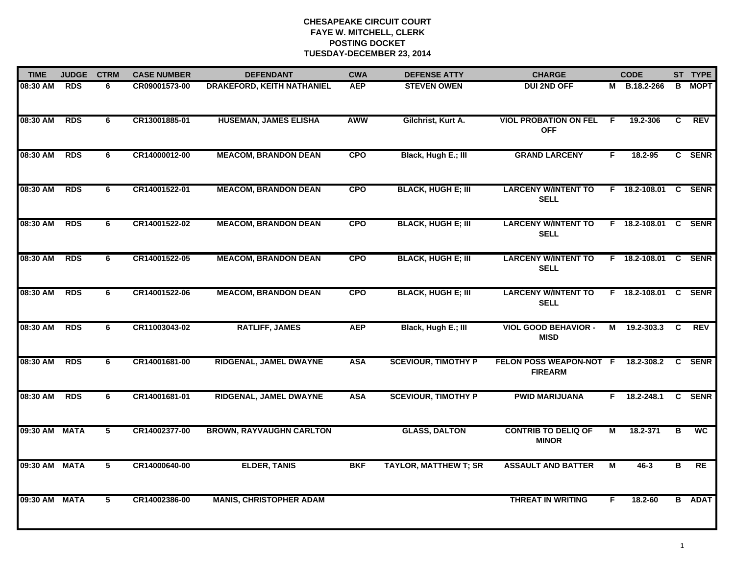# CHESAPEAKE CIRCUIT COURT
## FAYE W. MITCHELL, CLERK
## POSTING DOCKET
## TUESDAY-DECEMBER 23, 2014

| TIME | JUDGE | CTRM | CASE NUMBER | DEFENDANT | CWA | DEFENSE ATTY | CHARGE | | CODE | ST | TYPE |
|---|---|---|---|---|---|---|---|---|---|---|---|
| 08:30 AM | RDS | 6 | CR09001573-00 | DRAKEFORD, KEITH NATHANIEL | AEP | STEVEN OWEN | DUI 2ND OFF | M | B.18.2-266 | B | MOPT |
| 08:30 AM | RDS | 6 | CR13001885-01 | HUSEMAN, JAMES ELISHA | AWW | Gilchrist, Kurt A. | VIOL PROBATION ON FEL OFF | F | 19.2-306 | C | REV |
| 08:30 AM | RDS | 6 | CR14000012-00 | MEACOM, BRANDON DEAN | CPO | Black, Hugh E.; III | GRAND LARCENY | F | 18.2-95 | C | SENR |
| 08:30 AM | RDS | 6 | CR14001522-01 | MEACOM, BRANDON DEAN | CPO | BLACK, HUGH E; III | LARCENY W/INTENT TO SELL | F | 18.2-108.01 | C | SENR |
| 08:30 AM | RDS | 6 | CR14001522-02 | MEACOM, BRANDON DEAN | CPO | BLACK, HUGH E; III | LARCENY W/INTENT TO SELL | F | 18.2-108.01 | C | SENR |
| 08:30 AM | RDS | 6 | CR14001522-05 | MEACOM, BRANDON DEAN | CPO | BLACK, HUGH E; III | LARCENY W/INTENT TO SELL | F | 18.2-108.01 | C | SENR |
| 08:30 AM | RDS | 6 | CR14001522-06 | MEACOM, BRANDON DEAN | CPO | BLACK, HUGH E; III | LARCENY W/INTENT TO SELL | F | 18.2-108.01 | C | SENR |
| 08:30 AM | RDS | 6 | CR11003043-02 | RATLIFF, JAMES | AEP | Black, Hugh E.; III | VIOL GOOD BEHAVIOR - MISD | M | 19.2-303.3 | C | REV |
| 08:30 AM | RDS | 6 | CR14001681-00 | RIDGENAL, JAMEL DWAYNE | ASA | SCEVIOUR, TIMOTHY P | FELON POSS WEAPON-NOT FIREARM | F | 18.2-308.2 | C | SENR |
| 08:30 AM | RDS | 6 | CR14001681-01 | RIDGENAL, JAMEL DWAYNE | ASA | SCEVIOUR, TIMOTHY P | PWID MARIJUANA | F | 18.2-248.1 | C | SENR |
| 09:30 AM | MATA | 5 | CR14002377-00 | BROWN, RAYVAUGHN CARLTON | | GLASS, DALTON | CONTRIB TO DELIQ OF MINOR | M | 18.2-371 | B | WC |
| 09:30 AM | MATA | 5 | CR14000640-00 | ELDER, TANIS | BKF | TAYLOR, MATTHEW T; SR | ASSAULT AND BATTER | M | 46-3 | B | RE |
| 09:30 AM | MATA | 5 | CR14002386-00 | MANIS, CHRISTOPHER ADAM | | | THREAT IN WRITING | F | 18.2-60 | B | ADAT |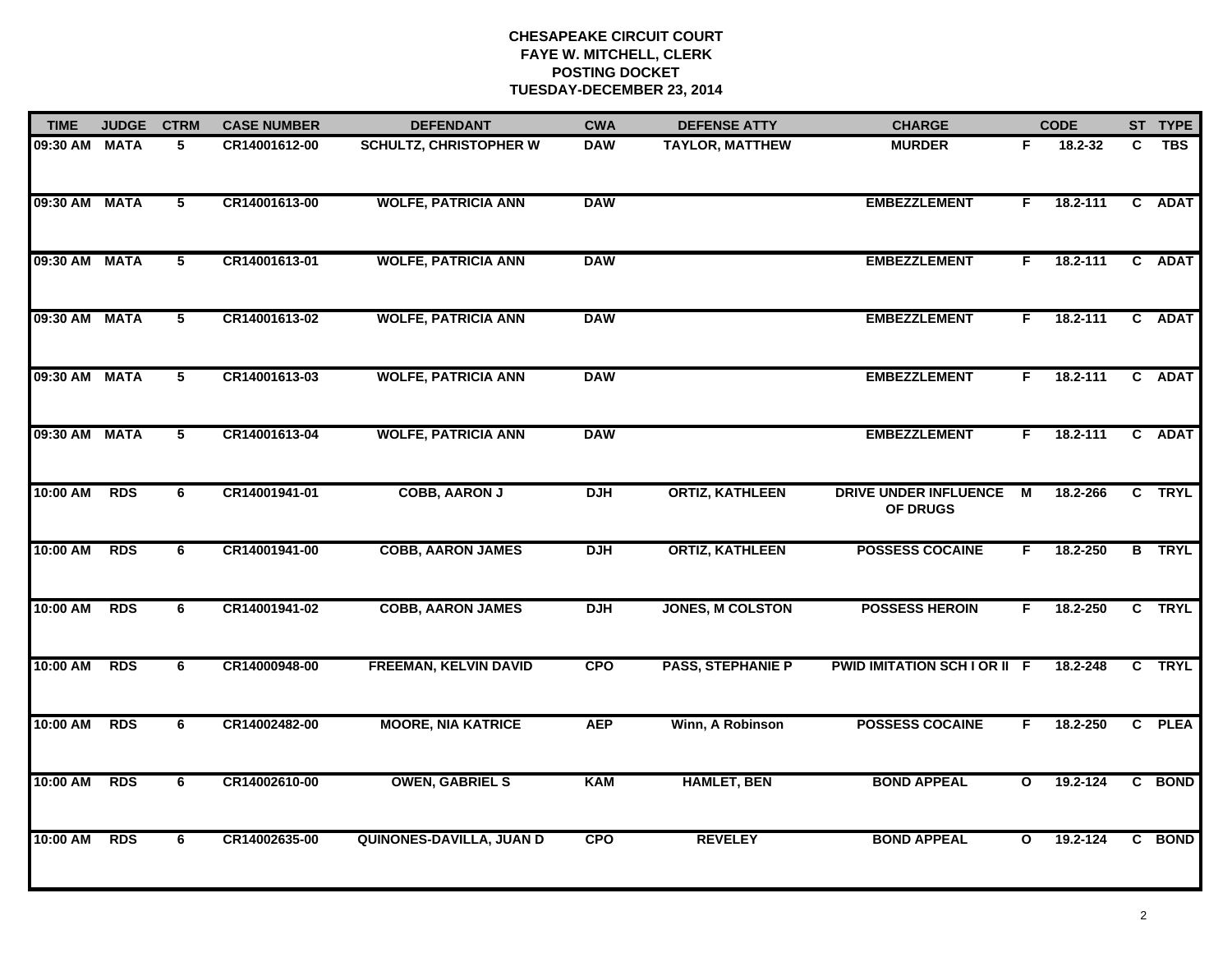**CHESAPEAKE CIRCUIT COURT**
**FAYE W. MITCHELL, CLERK**
**POSTING DOCKET**
**TUESDAY-DECEMBER 23, 2014**

| TIME | JUDGE | CTRM | CASE NUMBER | DEFENDANT | CWA | DEFENSE ATTY | CHARGE | | CODE | ST | TYPE |
|---|---|---|---|---|---|---|---|---|---|---|---|
| 09:30 AM | MATA | 5 | CR14001612-00 | SCHULTZ, CHRISTOPHER W | DAW | TAYLOR, MATTHEW | MURDER | F | 18.2-32 | C | TBS |
| 09:30 AM | MATA | 5 | CR14001613-00 | WOLFE, PATRICIA ANN | DAW | | EMBEZZLEMENT | F | 18.2-111 | C | ADAT |
| 09:30 AM | MATA | 5 | CR14001613-01 | WOLFE, PATRICIA ANN | DAW | | EMBEZZLEMENT | F | 18.2-111 | C | ADAT |
| 09:30 AM | MATA | 5 | CR14001613-02 | WOLFE, PATRICIA ANN | DAW | | EMBEZZLEMENT | F | 18.2-111 | C | ADAT |
| 09:30 AM | MATA | 5 | CR14001613-03 | WOLFE, PATRICIA ANN | DAW | | EMBEZZLEMENT | F | 18.2-111 | C | ADAT |
| 09:30 AM | MATA | 5 | CR14001613-04 | WOLFE, PATRICIA ANN | DAW | | EMBEZZLEMENT | F | 18.2-111 | C | ADAT |
| 10:00 AM | RDS | 6 | CR14001941-01 | COBB, AARON J | DJH | ORTIZ, KATHLEEN | DRIVE UNDER INFLUENCE OF DRUGS | M | 18.2-266 | C | TRYL |
| 10:00 AM | RDS | 6 | CR14001941-00 | COBB, AARON JAMES | DJH | ORTIZ, KATHLEEN | POSSESS COCAINE | F | 18.2-250 | B | TRYL |
| 10:00 AM | RDS | 6 | CR14001941-02 | COBB, AARON JAMES | DJH | JONES, M COLSTON | POSSESS HEROIN | F | 18.2-250 | C | TRYL |
| 10:00 AM | RDS | 6 | CR14000948-00 | FREEMAN, KELVIN DAVID | CPO | PASS, STEPHANIE P | PWID IMITATION SCH I OR II | F | 18.2-248 | C | TRYL |
| 10:00 AM | RDS | 6 | CR14002482-00 | MOORE, NIA KATRICE | AEP | Winn, A Robinson | POSSESS COCAINE | F | 18.2-250 | C | PLEA |
| 10:00 AM | RDS | 6 | CR14002610-00 | OWEN, GABRIEL S | KAM | HAMLET, BEN | BOND APPEAL | O | 19.2-124 | C | BOND |
| 10:00 AM | RDS | 6 | CR14002635-00 | QUINONES-DAVILLA, JUAN D | CPO | REVELEY | BOND APPEAL | O | 19.2-124 | C | BOND |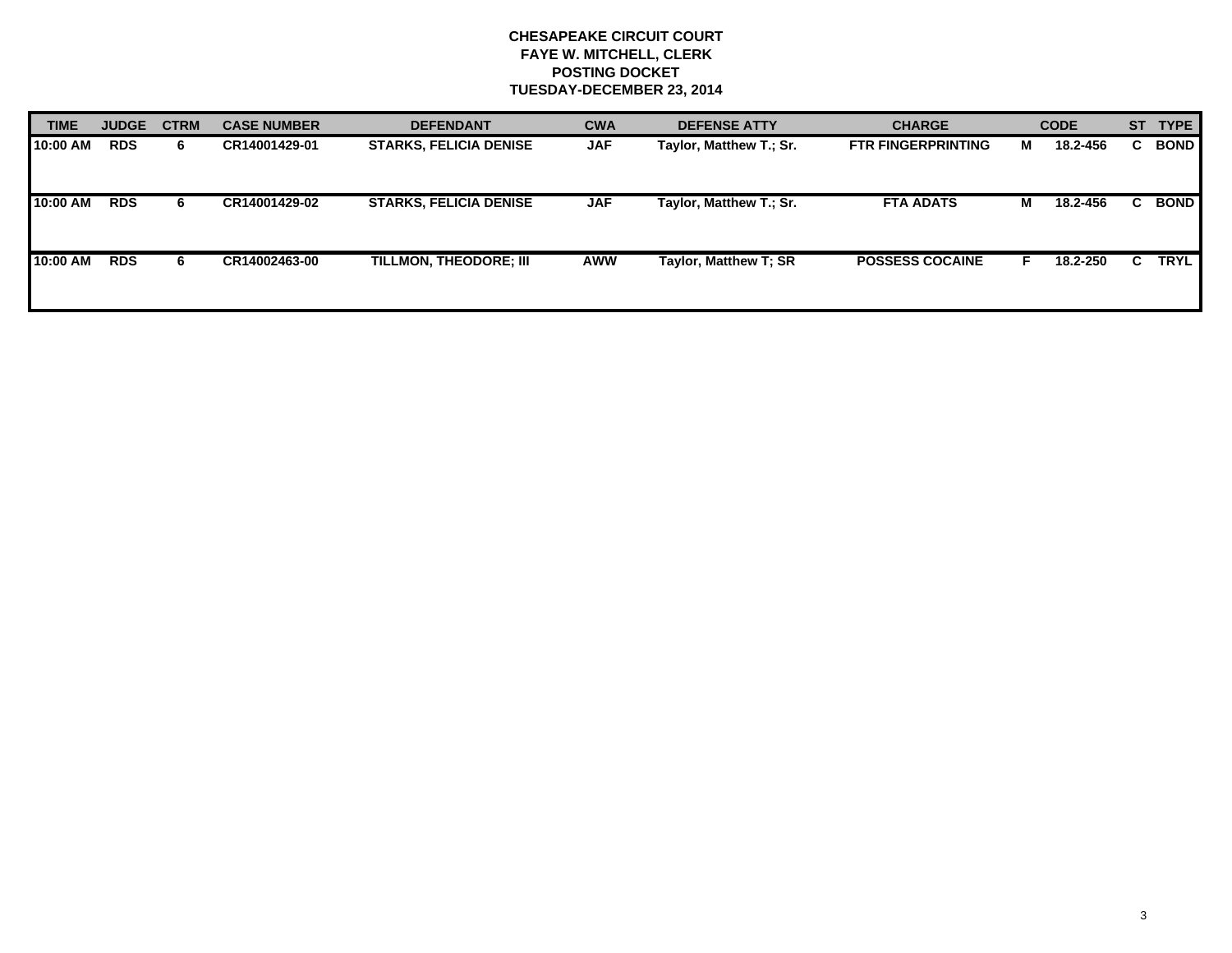**CHESAPEAKE CIRCUIT COURT**
**FAYE W. MITCHELL, CLERK**
**POSTING DOCKET**
**TUESDAY-DECEMBER 23, 2014**

| TIME | JUDGE | CTRM | CASE NUMBER | DEFENDANT | CWA | DEFENSE ATTY | CHARGE | | CODE | ST | TYPE |
|---|---|---|---|---|---|---|---|---|---|---|---|
| 10:00 AM | RDS | 6 | CR14001429-01 | STARKS, FELICIA DENISE | JAF | Taylor, Matthew T.; Sr. | FTR FINGERPRINTING | M | 18.2-456 | C | BOND |
| 10:00 AM | RDS | 6 | CR14001429-02 | STARKS, FELICIA DENISE | JAF | Taylor, Matthew T.; Sr. | FTA ADATS | M | 18.2-456 | C | BOND |
| 10:00 AM | RDS | 6 | CR14002463-00 | TILLMON, THEODORE; III | AWW | Taylor, Matthew T; SR | POSSESS COCAINE | F | 18.2-250 | C | TRYL |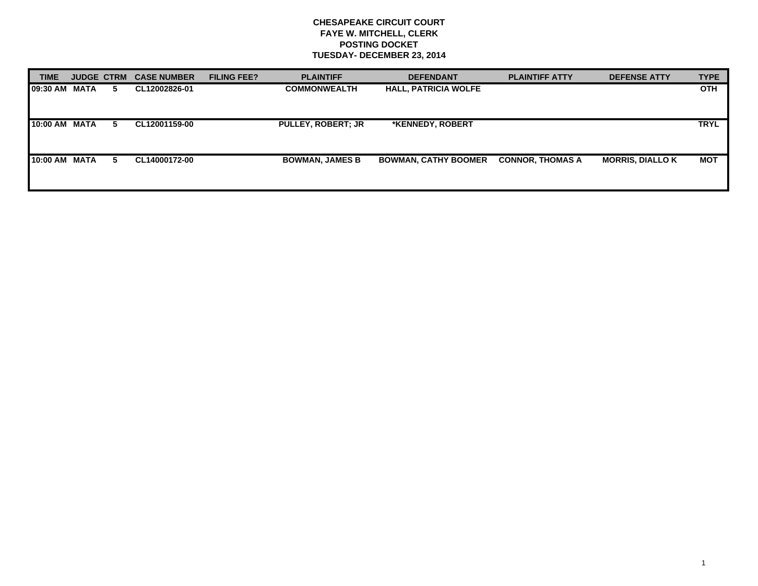**CHESAPEAKE CIRCUIT COURT**
**FAYE W. MITCHELL, CLERK**
**POSTING DOCKET**
**TUESDAY- DECEMBER 23, 2014**

| TIME | JUDGE | CTRM | CASE NUMBER | FILING FEE? | PLAINTIFF | DEFENDANT | PLAINTIFF ATTY | DEFENSE ATTY | TYPE |
|---|---|---|---|---|---|---|---|---|---|
| 09:30 AM | MATA | 5 | CL12002826-01 | | COMMONWEALTH | HALL, PATRICIA WOLFE | | | OTH |
| 10:00 AM | MATA | 5 | CL12001159-00 | | PULLEY, ROBERT; JR | *KENNEDY, ROBERT | | | TRYL |
| 10:00 AM | MATA | 5 | CL14000172-00 | | BOWMAN, JAMES B | BOWMAN, CATHY BOOMER | CONNOR, THOMAS A | MORRIS, DIALLO K | MOT |